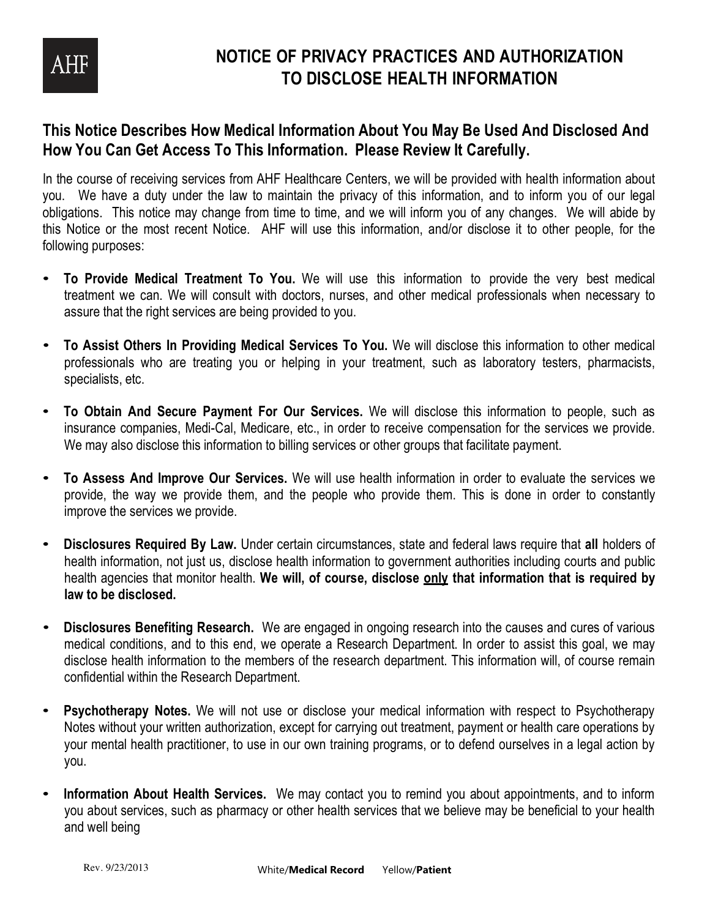AHF

# NOTICE OF PRIVACY PRACTICES AND AUTHORIZATION TO DISCLOSE HEALTH INFORMATION

## This Notice Describes How Medical Information About You May Be Used And Disclosed And How You Can Get Access To This Information. Please Review It Carefully.

In the course of receiving services from AHF Healthcare Centers, we will be provided with health information about you. We have a duty under the law to maintain the privacy of this information, and to inform you of our legal obligations. This notice may change from time to time, and we will inform you of any changes. We will abide by this Notice or the most recent Notice. AHF will use this information, and/or disclose it to other people, for the following purposes:

- **To Provide Medical Treatment To You.** We will use this information to provide the very best medical treatment we can. We will consult with doctors, nurses, and other medical professionals when necessary to assure that the right services are being provided to you.

- **To Assist Others In Providing Medical Services To You.** We will disclose this information to other medical professionals who are treating you or helping in your treatment, such as laboratory testers, pharmacists, specialists, etc.

- **To Obtain And Secure Payment For Our Services.** We will disclose this information to people, such as insurance companies, Medi-Cal, Medicare, etc., in order to receive compensation for the services we provide. We may also disclose this information to billing services or other groups that facilitate payment.

- **To Assess And Improve Our Services.** We will use health information in order to evaluate the services we provide, the way we provide them, and the people who provide them. This is done in order to constantly improve the services we provide.

- **Disclosures Required By Law.** Under certain circumstances, state and federal laws require that **all** holders of health information, not just us, disclose health information to government authorities including courts and public health agencies that monitor health. **We will, of course, disclose <u>only</u> that information that is required by law to be disclosed.**

- **Disclosures Benefiting Research.** We are engaged in ongoing research into the causes and cures of various medical conditions, and to this end, we operate a Research Department. In order to assist this goal, we may disclose health information to the members of the research department. This information will, of course remain confidential within the Research Department.

- **Psychotherapy Notes.** We will not use or disclose your medical information with respect to Psychotherapy Notes without your written authorization, except for carrying out treatment, payment or health care operations by your mental health practitioner, to use in our own training programs, or to defend ourselves in a legal action by you.

- **Information About Health Services.** We may contact you to remind you about appointments, and to inform you about services, such as pharmacy or other health services that we believe may be beneficial to your health and well being

Rev. 9/23/2013 White/**Medical Record** Yellow/**Patient**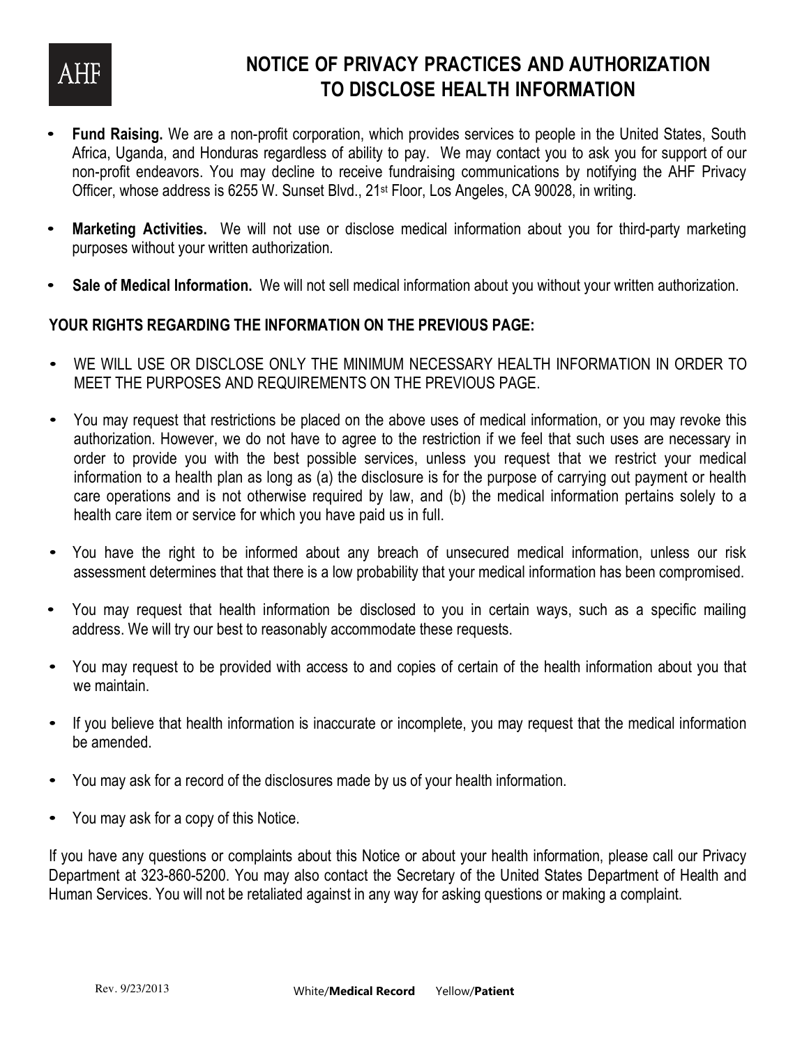AHF

# NOTICE OF PRIVACY PRACTICES AND AUTHORIZATION TO DISCLOSE HEALTH INFORMATION

- **Fund Raising.** We are a non-profit corporation, which provides services to people in the United States, South Africa, Uganda, and Honduras regardless of ability to pay. We may contact you to ask you for support of our non-profit endeavors. You may decline to receive fundraising communications by notifying the AHF Privacy Officer, whose address is 6255 W. Sunset Blvd., 21st Floor, Los Angeles, CA 90028, in writing.

- **Marketing Activities.** We will not use or disclose medical information about you for third-party marketing purposes without your written authorization.

- **Sale of Medical Information.** We will not sell medical information about you without your written authorization.

## YOUR RIGHTS REGARDING THE INFORMATION ON THE PREVIOUS PAGE:

- WE WILL USE OR DISCLOSE ONLY THE MINIMUM NECESSARY HEALTH INFORMATION IN ORDER TO MEET THE PURPOSES AND REQUIREMENTS ON THE PREVIOUS PAGE.

- You may request that restrictions be placed on the above uses of medical information, or you may revoke this authorization. However, we do not have to agree to the restriction if we feel that such uses are necessary in order to provide you with the best possible services, unless you request that we restrict your medical information to a health plan as long as (a) the disclosure is for the purpose of carrying out payment or health care operations and is not otherwise required by law, and (b) the medical information pertains solely to a health care item or service for which you have paid us in full.

- You have the right to be informed about any breach of unsecured medical information, unless our risk assessment determines that that there is a low probability that your medical information has been compromised.

- You may request that health information be disclosed to you in certain ways, such as a specific mailing address. We will try our best to reasonably accommodate these requests.

- You may request to be provided with access to and copies of certain of the health information about you that we maintain.

- If you believe that health information is inaccurate or incomplete, you may request that the medical information be amended.

- You may ask for a record of the disclosures made by us of your health information.

- You may ask for a copy of this Notice.

If you have any questions or complaints about this Notice or about your health information, please call our Privacy Department at 323-860-5200. You may also contact the Secretary of the United States Department of Health and Human Services. You will not be retaliated against in any way for asking questions or making a complaint.

Rev. 9/23/2013 White/**Medical Record** Yellow/**Patient**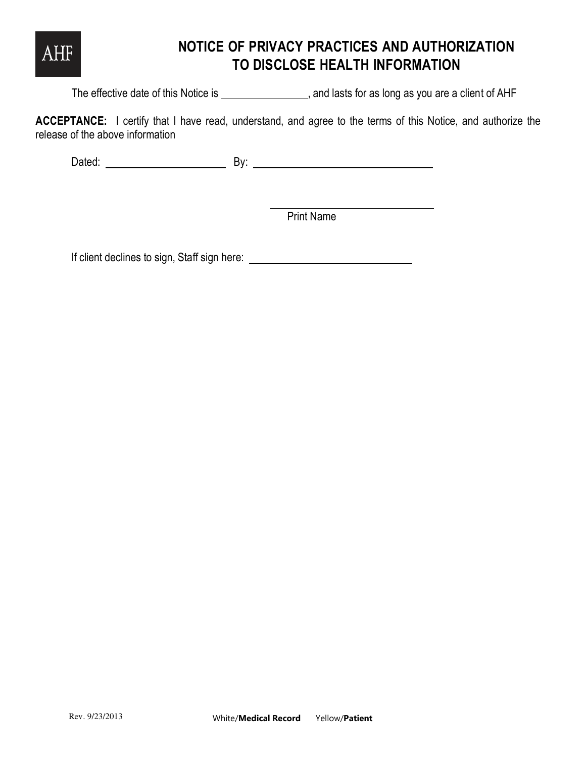AHF

# NOTICE OF PRIVACY PRACTICES AND AUTHORIZATION TO DISCLOSE HEALTH INFORMATION

The effective date of this Notice is _______________, and lasts for as long as you are a client of AHF

**ACCEPTANCE:** I certify that I have read, understand, and agree to the terms of this Notice, and authorize the release of the above information

Dated: ______________________ By: ________________________________

________________________________
Print Name

If client declines to sign, Staff sign here: ____________________________

Rev. 9/23/2013 White/**Medical Record** Yellow/**Patient**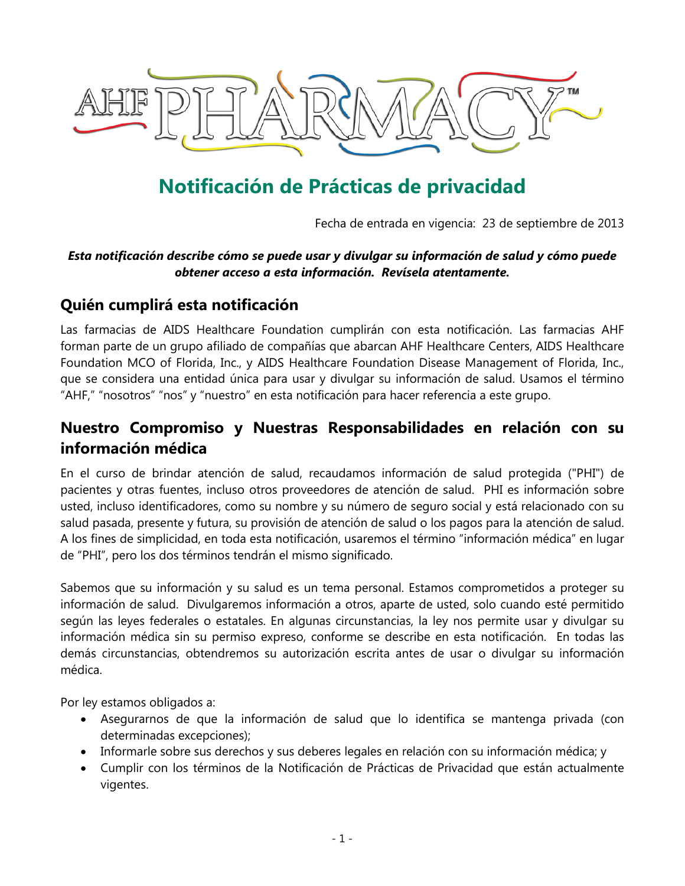AHF PHARMACY™

# Notificación de Prácticas de privacidad

Fecha de entrada en vigencia: 23 de septiembre de 2013

***Esta notificación describe cómo se puede usar y divulgar su información de salud y cómo puede obtener acceso a esta información. Revísela atentamente.***

## Quién cumplirá esta notificación

Las farmacias de AIDS Healthcare Foundation cumplirán con esta notificación. Las farmacias AHF forman parte de un grupo afiliado de compañías que abarcan AHF Healthcare Centers, AIDS Healthcare Foundation MCO of Florida, Inc., y AIDS Healthcare Foundation Disease Management of Florida, Inc., que se considera una entidad única para usar y divulgar su información de salud. Usamos el término "AHF," "nosotros" "nos" y "nuestro" en esta notificación para hacer referencia a este grupo.

## Nuestro Compromiso y Nuestras Responsabilidades en relación con su información médica

En el curso de brindar atención de salud, recaudamos información de salud protegida ("PHI") de pacientes y otras fuentes, incluso otros proveedores de atención de salud. PHI es información sobre usted, incluso identificadores, como su nombre y su número de seguro social y está relacionado con su salud pasada, presente y futura, su provisión de atención de salud o los pagos para la atención de salud. A los fines de simplicidad, en toda esta notificación, usaremos el término "información médica" en lugar de "PHI", pero los dos términos tendrán el mismo significado.

Sabemos que su información y su salud es un tema personal. Estamos comprometidos a proteger su información de salud. Divulgaremos información a otros, aparte de usted, solo cuando esté permitido según las leyes federales o estatales. En algunas circunstancias, la ley nos permite usar y divulgar su información médica sin su permiso expreso, conforme se describe en esta notificación. En todas las demás circunstancias, obtendremos su autorización escrita antes de usar o divulgar su información médica.

Por ley estamos obligados a:

- Asegurarnos de que la información de salud que lo identifica se mantenga privada (con determinadas excepciones);
- Informarle sobre sus derechos y sus deberes legales en relación con su información médica; y
- Cumplir con los términos de la Notificación de Prácticas de Privacidad que están actualmente vigentes.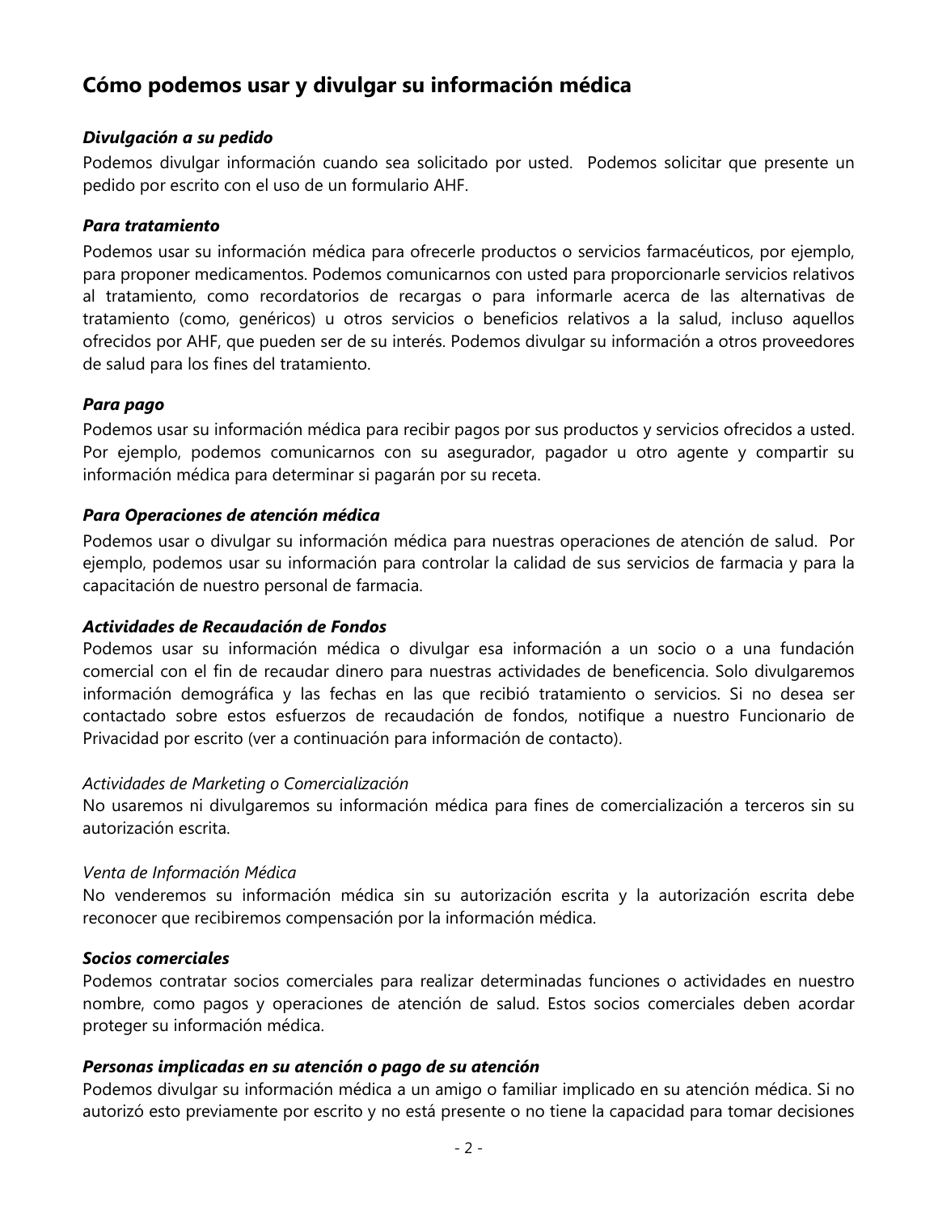## Cómo podemos usar y divulgar su información médica

***Divulgación a su pedido***

Podemos divulgar información cuando sea solicitado por usted. Podemos solicitar que presente un pedido por escrito con el uso de un formulario AHF.

***Para tratamiento***

Podemos usar su información médica para ofrecerle productos o servicios farmacéuticos, por ejemplo, para proponer medicamentos. Podemos comunicarnos con usted para proporcionarle servicios relativos al tratamiento, como recordatorios de recargas o para informarle acerca de las alternativas de tratamiento (como, genéricos) u otros servicios o beneficios relativos a la salud, incluso aquellos ofrecidos por AHF, que pueden ser de su interés. Podemos divulgar su información a otros proveedores de salud para los fines del tratamiento.

***Para pago***

Podemos usar su información médica para recibir pagos por sus productos y servicios ofrecidos a usted. Por ejemplo, podemos comunicarnos con su asegurador, pagador u otro agente y compartir su información médica para determinar si pagarán por su receta.

***Para Operaciones de atención médica***

Podemos usar o divulgar su información médica para nuestras operaciones de atención de salud. Por ejemplo, podemos usar su información para controlar la calidad de sus servicios de farmacia y para la capacitación de nuestro personal de farmacia.

***Actividades de Recaudación de Fondos***

Podemos usar su información médica o divulgar esa información a un socio o a una fundación comercial con el fin de recaudar dinero para nuestras actividades de beneficencia. Solo divulgaremos información demográfica y las fechas en las que recibió tratamiento o servicios. Si no desea ser contactado sobre estos esfuerzos de recaudación de fondos, notifique a nuestro Funcionario de Privacidad por escrito (ver a continuación para información de contacto).

*Actividades de Marketing o Comercialización*

No usaremos ni divulgaremos su información médica para fines de comercialización a terceros sin su autorización escrita.

*Venta de Información Médica*

No venderemos su información médica sin su autorización escrita y la autorización escrita debe reconocer que recibiremos compensación por la información médica.

***Socios comerciales***

Podemos contratar socios comerciales para realizar determinadas funciones o actividades en nuestro nombre, como pagos y operaciones de atención de salud. Estos socios comerciales deben acordar proteger su información médica.

***Personas implicadas en su atención o pago de su atención***

Podemos divulgar su información médica a un amigo o familiar implicado en su atención médica. Si no autorizó esto previamente por escrito y no está presente o no tiene la capacidad para tomar decisiones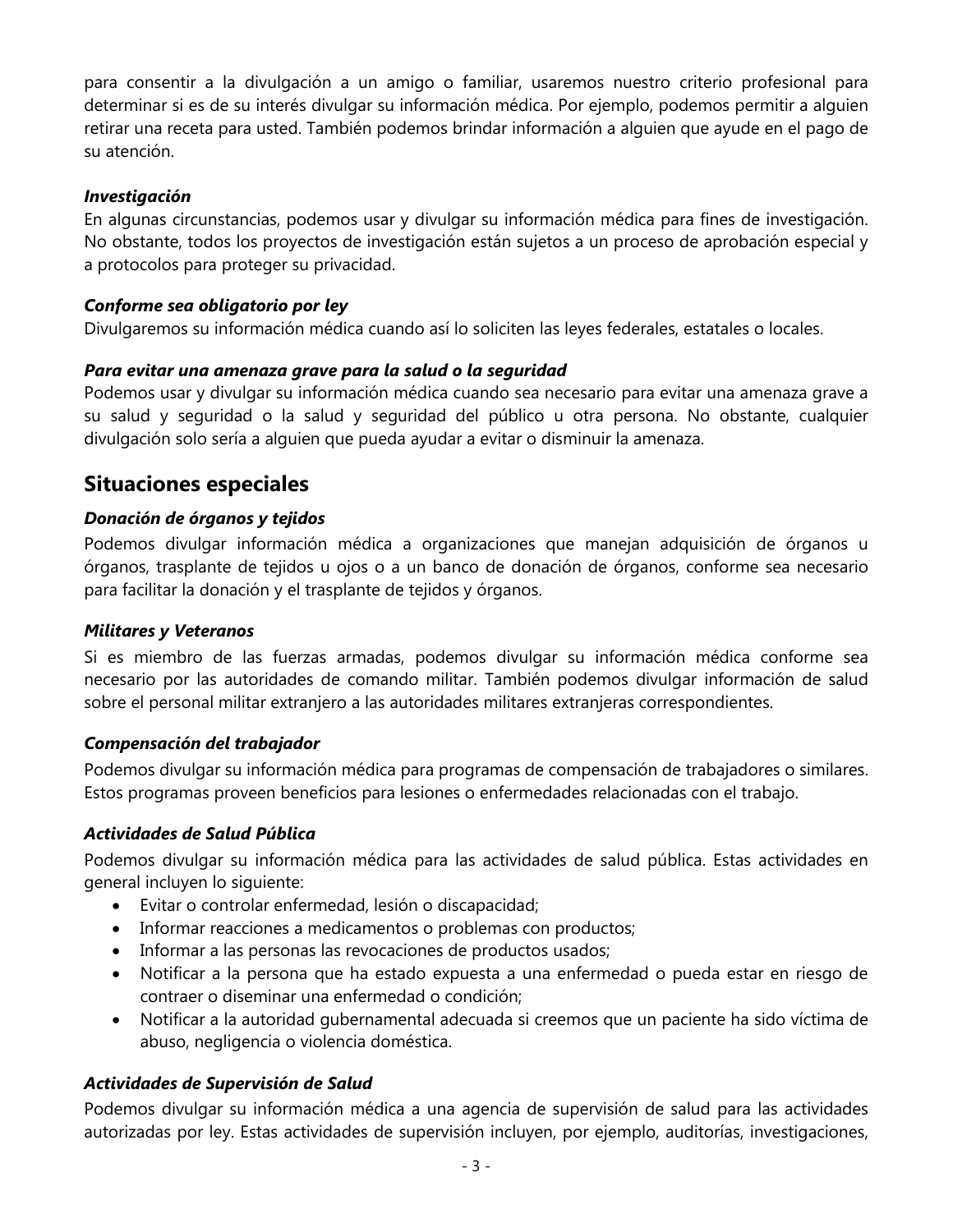para consentir a la divulgación a un amigo o familiar, usaremos nuestro criterio profesional para determinar si es de su interés divulgar su información médica. Por ejemplo, podemos permitir a alguien retirar una receta para usted. También podemos brindar información a alguien que ayude en el pago de su atención.

***Investigación***

En algunas circunstancias, podemos usar y divulgar su información médica para fines de investigación. No obstante, todos los proyectos de investigación están sujetos a un proceso de aprobación especial y a protocolos para proteger su privacidad.

***Conforme sea obligatorio por ley***

Divulgaremos su información médica cuando así lo soliciten las leyes federales, estatales o locales.

***Para evitar una amenaza grave para la salud o la seguridad***

Podemos usar y divulgar su información médica cuando sea necesario para evitar una amenaza grave a su salud y seguridad o la salud y seguridad del público u otra persona. No obstante, cualquier divulgación solo sería a alguien que pueda ayudar a evitar o disminuir la amenaza.

## Situaciones especiales

***Donación de órganos y tejidos***

Podemos divulgar información médica a organizaciones que manejan adquisición de órganos u órganos, trasplante de tejidos u ojos o a un banco de donación de órganos, conforme sea necesario para facilitar la donación y el trasplante de tejidos y órganos.

***Militares y Veteranos***

Si es miembro de las fuerzas armadas, podemos divulgar su información médica conforme sea necesario por las autoridades de comando militar. También podemos divulgar información de salud sobre el personal militar extranjero a las autoridades militares extranjeras correspondientes.

***Compensación del trabajador***

Podemos divulgar su información médica para programas de compensación de trabajadores o similares. Estos programas proveen beneficios para lesiones o enfermedades relacionadas con el trabajo.

***Actividades de Salud Pública***

Podemos divulgar su información médica para las actividades de salud pública. Estas actividades en general incluyen lo siguiente:

- Evitar o controlar enfermedad, lesión o discapacidad;
- Informar reacciones a medicamentos o problemas con productos;
- Informar a las personas las revocaciones de productos usados;
- Notificar a la persona que ha estado expuesta a una enfermedad o pueda estar en riesgo de contraer o diseminar una enfermedad o condición;
- Notificar a la autoridad gubernamental adecuada si creemos que un paciente ha sido víctima de abuso, negligencia o violencia doméstica.

***Actividades de Supervisión de Salud***

Podemos divulgar su información médica a una agencia de supervisión de salud para las actividades autorizadas por ley. Estas actividades de supervisión incluyen, por ejemplo, auditorías, investigaciones,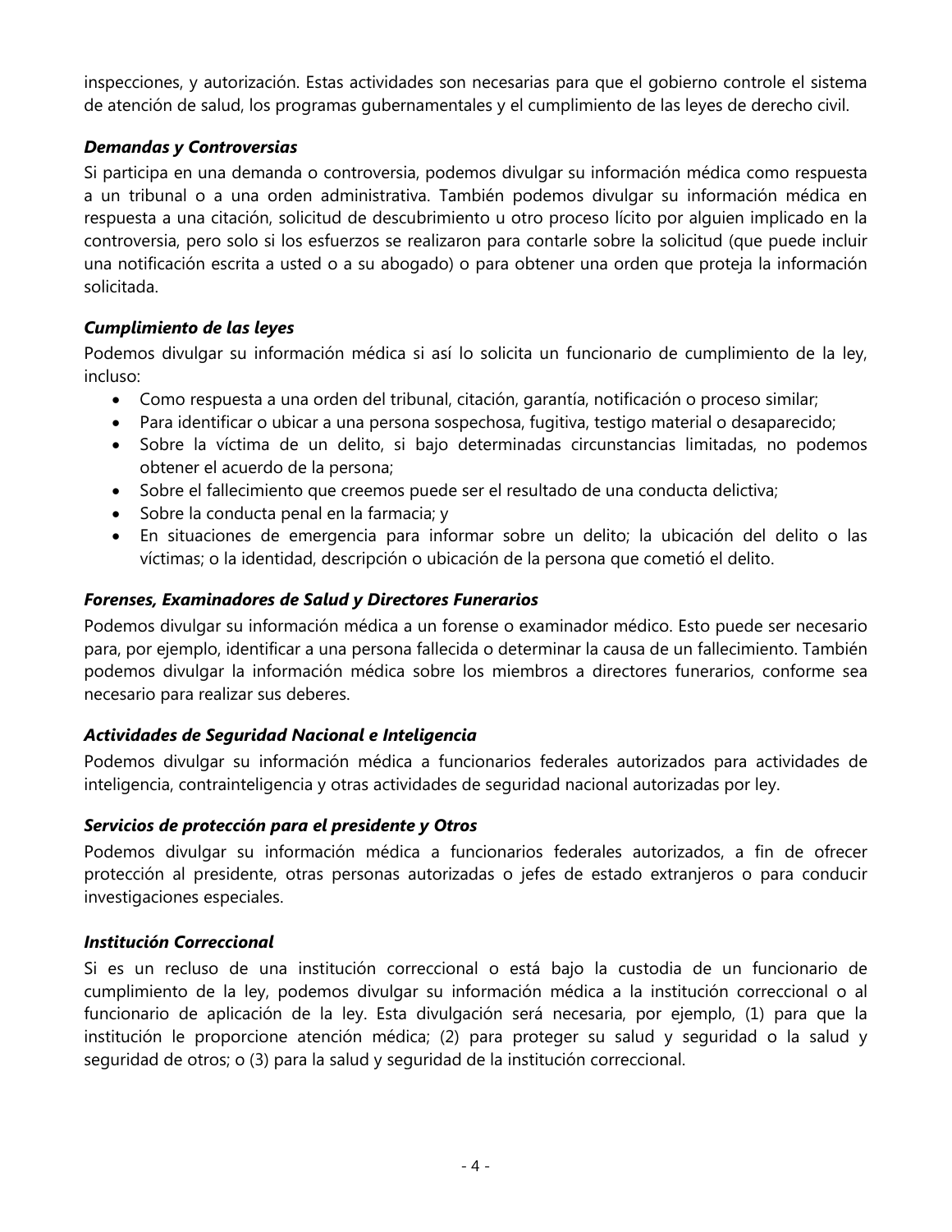inspecciones, y autorización. Estas actividades son necesarias para que el gobierno controle el sistema de atención de salud, los programas gubernamentales y el cumplimiento de las leyes de derecho civil.

***Demandas y Controversias***

Si participa en una demanda o controversia, podemos divulgar su información médica como respuesta a un tribunal o a una orden administrativa. También podemos divulgar su información médica en respuesta a una citación, solicitud de descubrimiento u otro proceso lícito por alguien implicado en la controversia, pero solo si los esfuerzos se realizaron para contarle sobre la solicitud (que puede incluir una notificación escrita a usted o a su abogado) o para obtener una orden que proteja la información solicitada.

***Cumplimiento de las leyes***

Podemos divulgar su información médica si así lo solicita un funcionario de cumplimiento de la ley, incluso:

- Como respuesta a una orden del tribunal, citación, garantía, notificación o proceso similar;
- Para identificar o ubicar a una persona sospechosa, fugitiva, testigo material o desaparecido;
- Sobre la víctima de un delito, si bajo determinadas circunstancias limitadas, no podemos obtener el acuerdo de la persona;
- Sobre el fallecimiento que creemos puede ser el resultado de una conducta delictiva;
- Sobre la conducta penal en la farmacia; y
- En situaciones de emergencia para informar sobre un delito; la ubicación del delito o las víctimas; o la identidad, descripción o ubicación de la persona que cometió el delito.

***Forenses, Examinadores de Salud y Directores Funerarios***

Podemos divulgar su información médica a un forense o examinador médico. Esto puede ser necesario para, por ejemplo, identificar a una persona fallecida o determinar la causa de un fallecimiento. También podemos divulgar la información médica sobre los miembros a directores funerarios, conforme sea necesario para realizar sus deberes.

***Actividades de Seguridad Nacional e Inteligencia***

Podemos divulgar su información médica a funcionarios federales autorizados para actividades de inteligencia, contrainteligencia y otras actividades de seguridad nacional autorizadas por ley.

***Servicios de protección para el presidente y Otros***

Podemos divulgar su información médica a funcionarios federales autorizados, a fin de ofrecer protección al presidente, otras personas autorizadas o jefes de estado extranjeros o para conducir investigaciones especiales.

***Institución Correccional***

Si es un recluso de una institución correccional o está bajo la custodia de un funcionario de cumplimiento de la ley, podemos divulgar su información médica a la institución correccional o al funcionario de aplicación de la ley. Esta divulgación será necesaria, por ejemplo, (1) para que la institución le proporcione atención médica; (2) para proteger su salud y seguridad o la salud y seguridad de otros; o (3) para la salud y seguridad de la institución correccional.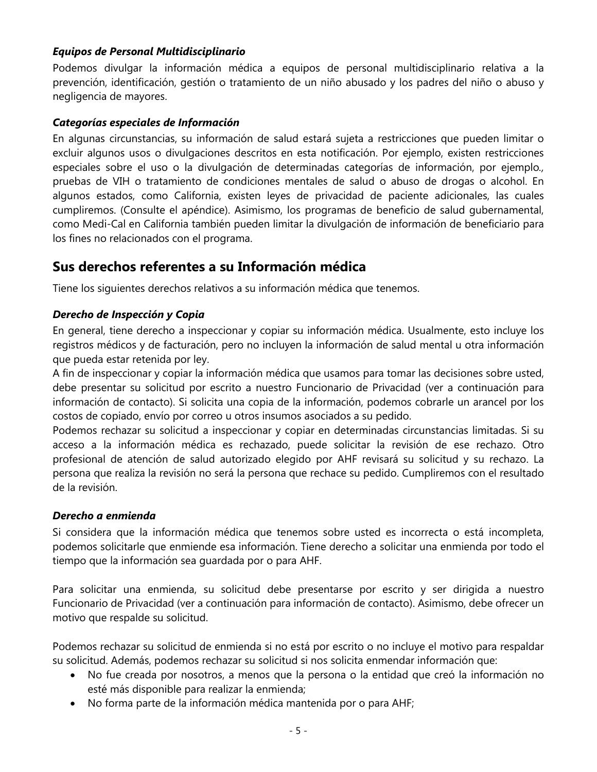### *Equipos de Personal Multidisciplinario*

Podemos divulgar la información médica a equipos de personal multidisciplinario relativa a la prevención, identificación, gestión o tratamiento de un niño abusado y los padres del niño o abuso y negligencia de mayores.

### *Categorías especiales de Información*

En algunas circunstancias, su información de salud estará sujeta a restricciones que pueden limitar o excluir algunos usos o divulgaciones descritos en esta notificación. Por ejemplo, existen restricciones especiales sobre el uso o la divulgación de determinadas categorías de información, por ejemplo., pruebas de VIH o tratamiento de condiciones mentales de salud o abuso de drogas o alcohol. En algunos estados, como California, existen leyes de privacidad de paciente adicionales, las cuales cumpliremos. (Consulte el apéndice). Asimismo, los programas de beneficio de salud gubernamental, como Medi-Cal en California también pueden limitar la divulgación de información de beneficiario para los fines no relacionados con el programa.

## Sus derechos referentes a su Información médica

Tiene los siguientes derechos relativos a su información médica que tenemos.

### *Derecho de Inspección y Copia*

En general, tiene derecho a inspeccionar y copiar su información médica. Usualmente, esto incluye los registros médicos y de facturación, pero no incluyen la información de salud mental u otra información que pueda estar retenida por ley.

A fin de inspeccionar y copiar la información médica que usamos para tomar las decisiones sobre usted, debe presentar su solicitud por escrito a nuestro Funcionario de Privacidad (ver a continuación para información de contacto). Si solicita una copia de la información, podemos cobrarle un arancel por los costos de copiado, envío por correo u otros insumos asociados a su pedido.

Podemos rechazar su solicitud a inspeccionar y copiar en determinadas circunstancias limitadas. Si su acceso a la información médica es rechazado, puede solicitar la revisión de ese rechazo. Otro profesional de atención de salud autorizado elegido por AHF revisará su solicitud y su rechazo. La persona que realiza la revisión no será la persona que rechace su pedido. Cumpliremos con el resultado de la revisión.

### *Derecho a enmienda*

Si considera que la información médica que tenemos sobre usted es incorrecta o está incompleta, podemos solicitarle que enmiende esa información. Tiene derecho a solicitar una enmienda por todo el tiempo que la información sea guardada por o para AHF.

Para solicitar una enmienda, su solicitud debe presentarse por escrito y ser dirigida a nuestro Funcionario de Privacidad (ver a continuación para información de contacto). Asimismo, debe ofrecer un motivo que respalde su solicitud.

Podemos rechazar su solicitud de enmienda si no está por escrito o no incluye el motivo para respaldar su solicitud. Además, podemos rechazar su solicitud si nos solicita enmendar información que:

- No fue creada por nosotros, a menos que la persona o la entidad que creó la información no esté más disponible para realizar la enmienda;
- No forma parte de la información médica mantenida por o para AHF;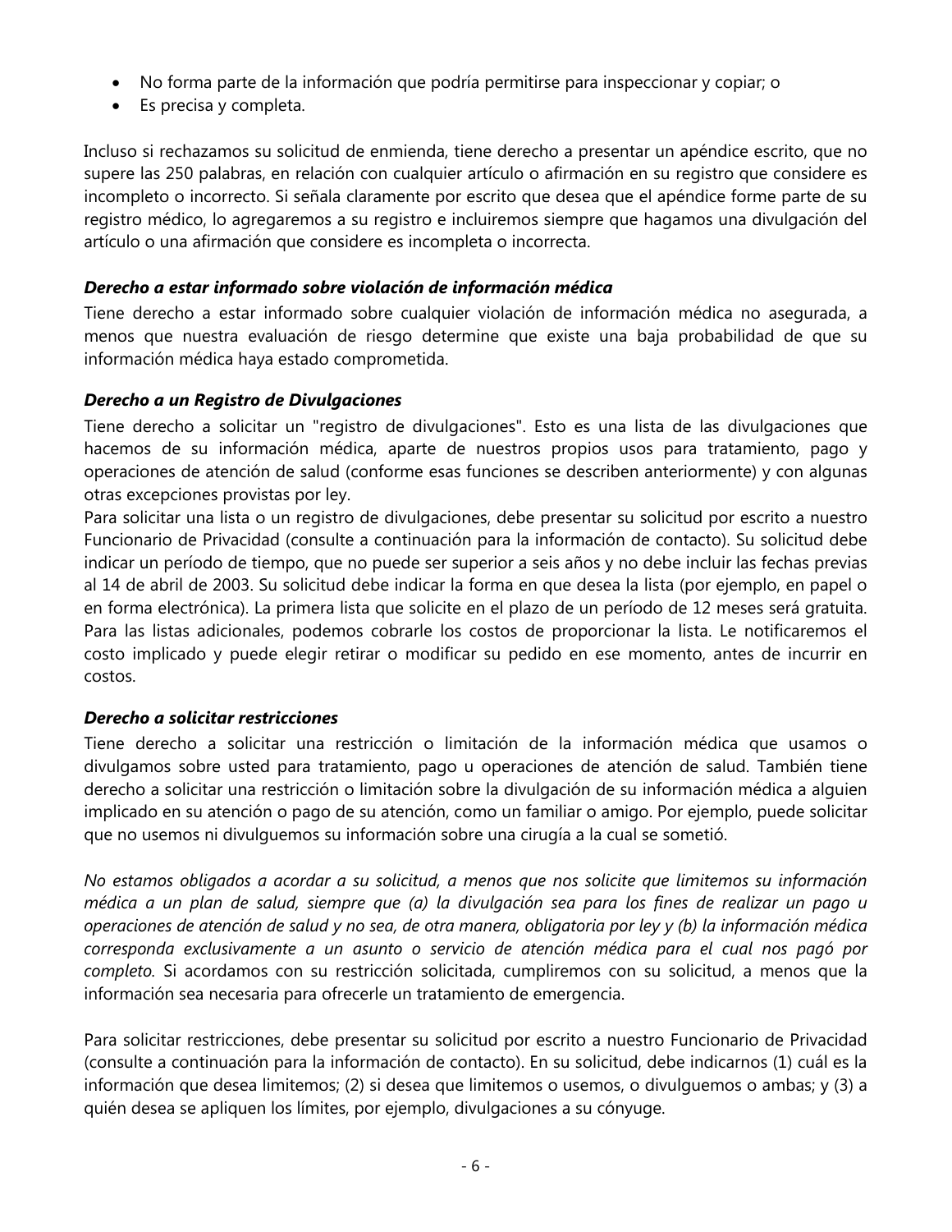- No forma parte de la información que podría permitirse para inspeccionar y copiar; o
- Es precisa y completa.

Incluso si rechazamos su solicitud de enmienda, tiene derecho a presentar un apéndice escrito, que no supere las 250 palabras, en relación con cualquier artículo o afirmación en su registro que considere es incompleto o incorrecto. Si señala claramente por escrito que desea que el apéndice forme parte de su registro médico, lo agregaremos a su registro e incluiremos siempre que hagamos una divulgación del artículo o una afirmación que considere es incompleta o incorrecta.

***Derecho a estar informado sobre violación de información médica***

Tiene derecho a estar informado sobre cualquier violación de información médica no asegurada, a menos que nuestra evaluación de riesgo determine que existe una baja probabilidad de que su información médica haya estado comprometida.

***Derecho a un Registro de Divulgaciones***

Tiene derecho a solicitar un "registro de divulgaciones". Esto es una lista de las divulgaciones que hacemos de su información médica, aparte de nuestros propios usos para tratamiento, pago y operaciones de atención de salud (conforme esas funciones se describen anteriormente) y con algunas otras excepciones provistas por ley.
Para solicitar una lista o un registro de divulgaciones, debe presentar su solicitud por escrito a nuestro Funcionario de Privacidad (consulte a continuación para la información de contacto). Su solicitud debe indicar un período de tiempo, que no puede ser superior a seis años y no debe incluir las fechas previas al 14 de abril de 2003. Su solicitud debe indicar la forma en que desea la lista (por ejemplo, en papel o en forma electrónica). La primera lista que solicite en el plazo de un período de 12 meses será gratuita. Para las listas adicionales, podemos cobrarle los costos de proporcionar la lista. Le notificaremos el costo implicado y puede elegir retirar o modificar su pedido en ese momento, antes de incurrir en costos.

***Derecho a solicitar restricciones***

Tiene derecho a solicitar una restricción o limitación de la información médica que usamos o divulgamos sobre usted para tratamiento, pago u operaciones de atención de salud. También tiene derecho a solicitar una restricción o limitación sobre la divulgación de su información médica a alguien implicado en su atención o pago de su atención, como un familiar o amigo. Por ejemplo, puede solicitar que no usemos ni divulguemos su información sobre una cirugía a la cual se sometió.

*No estamos obligados a acordar a su solicitud, a menos que nos solicite que limitemos su información médica a un plan de salud, siempre que (a) la divulgación sea para los fines de realizar un pago u operaciones de atención de salud y no sea, de otra manera, obligatoria por ley y (b) la información médica corresponda exclusivamente a un asunto o servicio de atención médica para el cual nos pagó por completo.* Si acordamos con su restricción solicitada, cumpliremos con su solicitud, a menos que la información sea necesaria para ofrecerle un tratamiento de emergencia.

Para solicitar restricciones, debe presentar su solicitud por escrito a nuestro Funcionario de Privacidad (consulte a continuación para la información de contacto). En su solicitud, debe indicarnos (1) cuál es la información que desea limitemos; (2) si desea que limitemos o usemos, o divulguemos o ambas; y (3) a quién desea se apliquen los límites, por ejemplo, divulgaciones a su cónyuge.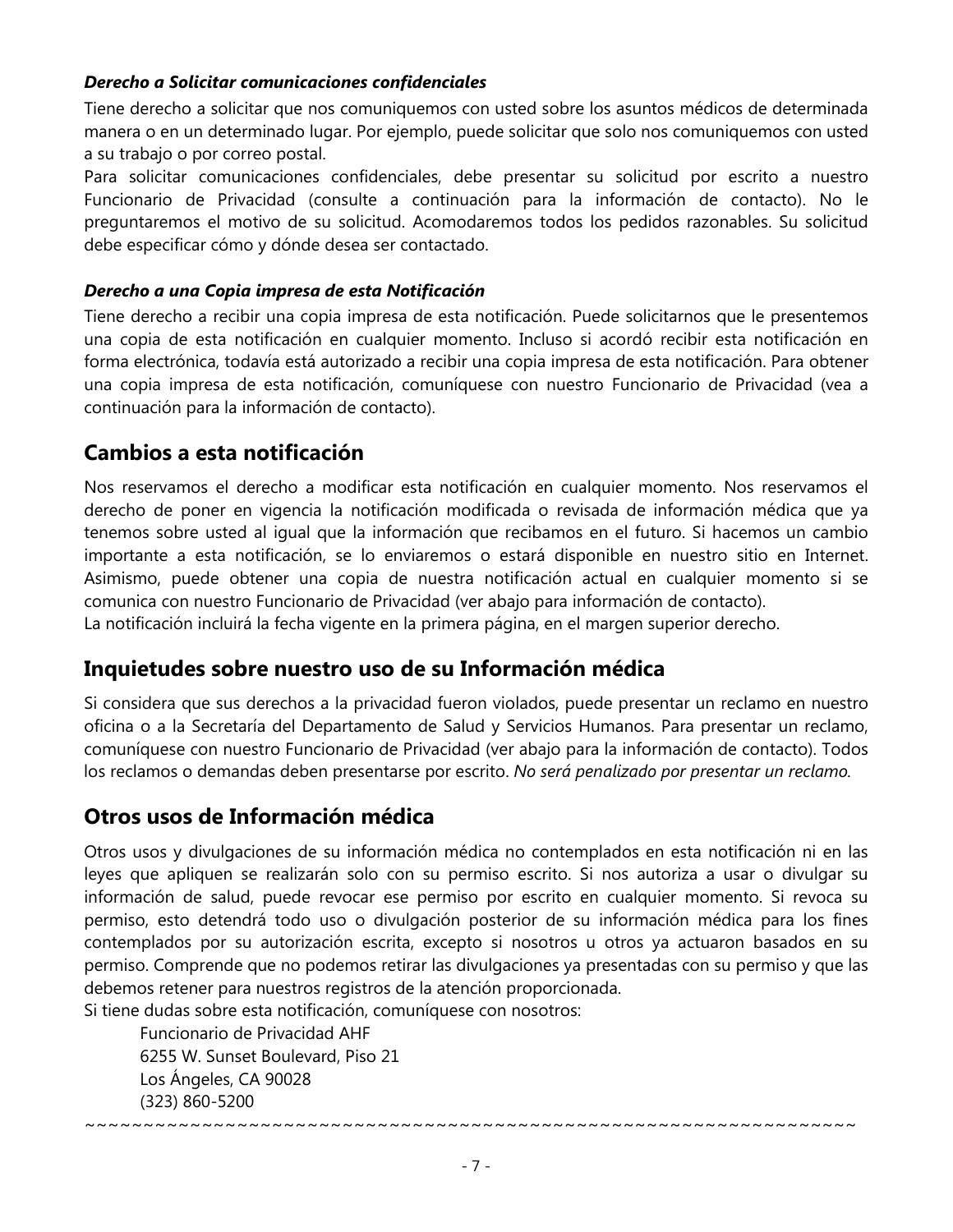### *Derecho a Solicitar comunicaciones confidenciales*

Tiene derecho a solicitar que nos comuniquemos con usted sobre los asuntos médicos de determinada manera o en un determinado lugar. Por ejemplo, puede solicitar que solo nos comuniquemos con usted a su trabajo o por correo postal.

Para solicitar comunicaciones confidenciales, debe presentar su solicitud por escrito a nuestro Funcionario de Privacidad (consulte a continuación para la información de contacto). No le preguntaremos el motivo de su solicitud. Acomodaremos todos los pedidos razonables. Su solicitud debe especificar cómo y dónde desea ser contactado.

### *Derecho a una Copia impresa de esta Notificación*

Tiene derecho a recibir una copia impresa de esta notificación. Puede solicitarnos que le presentemos una copia de esta notificación en cualquier momento. Incluso si acordó recibir esta notificación en forma electrónica, todavía está autorizado a recibir una copia impresa de esta notificación. Para obtener una copia impresa de esta notificación, comuníquese con nuestro Funcionario de Privacidad (vea a continuación para la información de contacto).

## Cambios a esta notificación

Nos reservamos el derecho a modificar esta notificación en cualquier momento. Nos reservamos el derecho de poner en vigencia la notificación modificada o revisada de información médica que ya tenemos sobre usted al igual que la información que recibamos en el futuro. Si hacemos un cambio importante a esta notificación, se lo enviaremos o estará disponible en nuestro sitio en Internet. Asimismo, puede obtener una copia de nuestra notificación actual en cualquier momento si se comunica con nuestro Funcionario de Privacidad (ver abajo para información de contacto).

La notificación incluirá la fecha vigente en la primera página, en el margen superior derecho.

## Inquietudes sobre nuestro uso de su Información médica

Si considera que sus derechos a la privacidad fueron violados, puede presentar un reclamo en nuestro oficina o a la Secretaría del Departamento de Salud y Servicios Humanos. Para presentar un reclamo, comuníquese con nuestro Funcionario de Privacidad (ver abajo para la información de contacto). Todos los reclamos o demandas deben presentarse por escrito. *No será penalizado por presentar un reclamo.*

## Otros usos de Información médica

Otros usos y divulgaciones de su información médica no contemplados en esta notificación ni en las leyes que apliquen se realizarán solo con su permiso escrito. Si nos autoriza a usar o divulgar su información de salud, puede revocar ese permiso por escrito en cualquier momento. Si revoca su permiso, esto detendrá todo uso o divulgación posterior de su información médica para los fines contemplados por su autorización escrita, excepto si nosotros u otros ya actuaron basados en su permiso. Comprende que no podemos retirar las divulgaciones ya presentadas con su permiso y que las debemos retener para nuestros registros de la atención proporcionada.

Si tiene dudas sobre esta notificación, comuníquese con nosotros:

Funcionario de Privacidad AHF
6255 W. Sunset Boulevard, Piso 21
Los Ángeles, CA 90028
(323) 860-5200

~~~~~~~~~~~~~~~~~~~~~~~~~~~~~~~~~~~~~~~~~~~~~~~~~~~~~~~~~~~~~~~~~~~~~~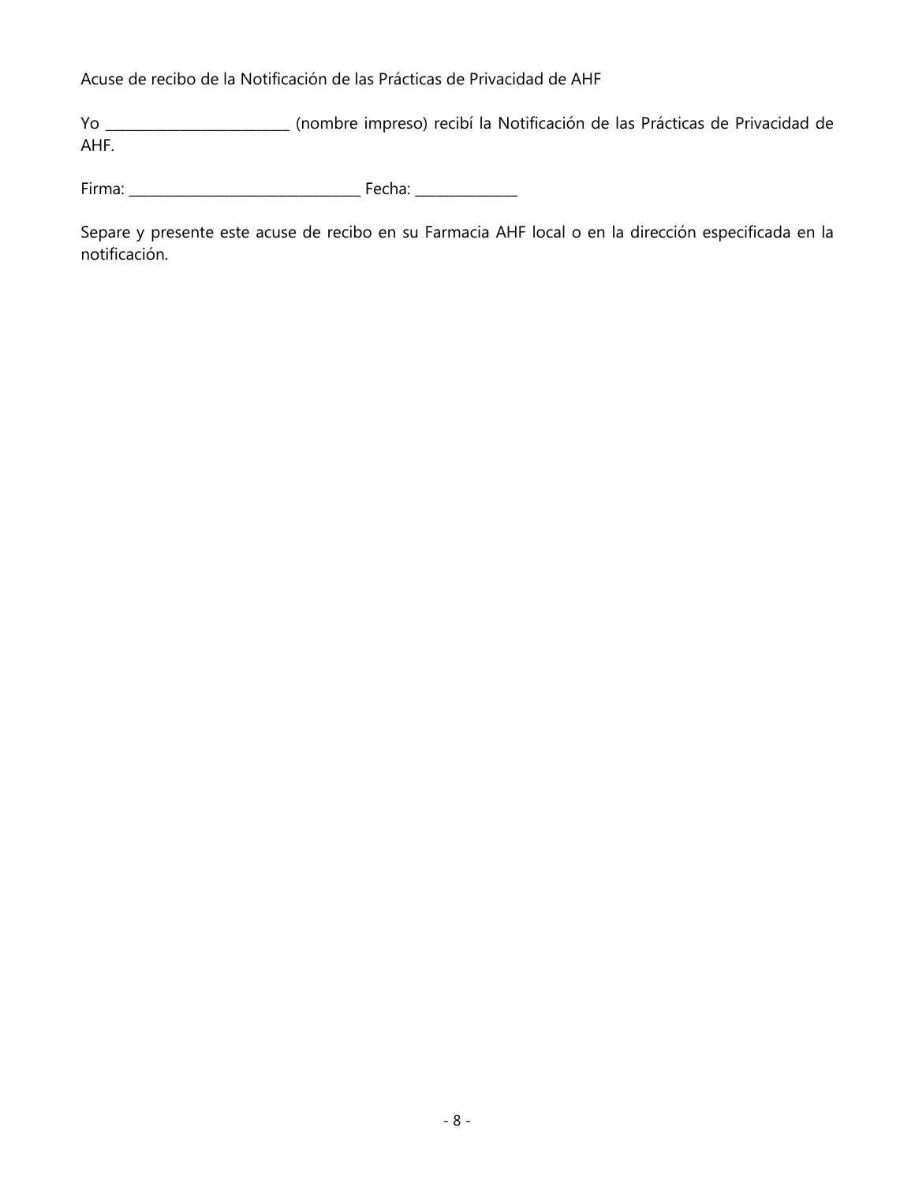Acuse de recibo de la Notificación de las Prácticas de Privacidad de AHF

Yo _________________________ (nombre impreso) recibí la Notificación de las Prácticas de Privacidad de AHF.

Firma: _______________________________ Fecha: ______________

Separe y presente este acuse de recibo en su Farmacia AHF local o en la dirección especificada en la notificación.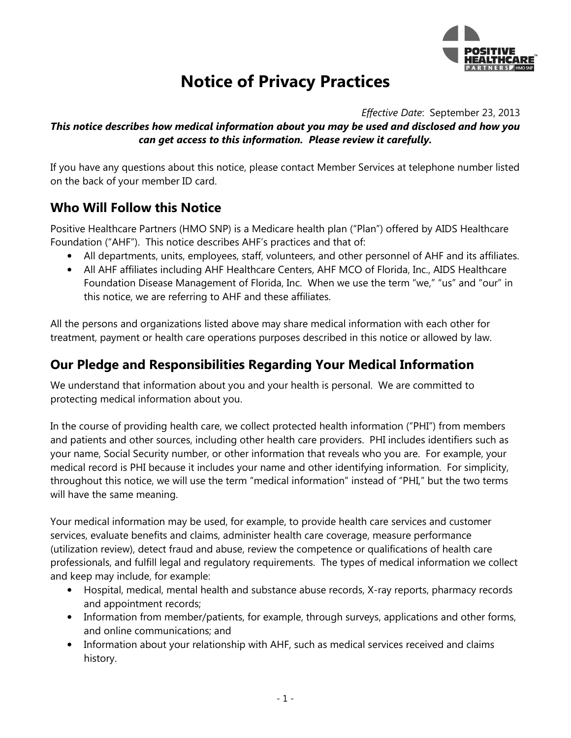# Notice of Privacy Practices

*Effective Date*: September 23, 2013

***This notice describes how medical information about you may be used and disclosed and how you can get access to this information. Please review it carefully.***

If you have any questions about this notice, please contact Member Services at telephone number listed on the back of your member ID card.

## Who Will Follow this Notice

Positive Healthcare Partners (HMO SNP) is a Medicare health plan ("Plan") offered by AIDS Healthcare Foundation ("AHF"). This notice describes AHF's practices and that of:

- All departments, units, employees, staff, volunteers, and other personnel of AHF and its affiliates.
- All AHF affiliates including AHF Healthcare Centers, AHF MCO of Florida, Inc., AIDS Healthcare Foundation Disease Management of Florida, Inc. When we use the term "we," "us" and "our" in this notice, we are referring to AHF and these affiliates.

All the persons and organizations listed above may share medical information with each other for treatment, payment or health care operations purposes described in this notice or allowed by law.

## Our Pledge and Responsibilities Regarding Your Medical Information

We understand that information about you and your health is personal. We are committed to protecting medical information about you.

In the course of providing health care, we collect protected health information ("PHI") from members and patients and other sources, including other health care providers. PHI includes identifiers such as your name, Social Security number, or other information that reveals who you are. For example, your medical record is PHI because it includes your name and other identifying information. For simplicity, throughout this notice, we will use the term "medical information" instead of "PHI," but the two terms will have the same meaning.

Your medical information may be used, for example, to provide health care services and customer services, evaluate benefits and claims, administer health care coverage, measure performance (utilization review), detect fraud and abuse, review the competence or qualifications of health care professionals, and fulfill legal and regulatory requirements. The types of medical information we collect and keep may include, for example:

- Hospital, medical, mental health and substance abuse records, X-ray reports, pharmacy records and appointment records;
- Information from member/patients, for example, through surveys, applications and other forms, and online communications; and
- Information about your relationship with AHF, such as medical services received and claims history.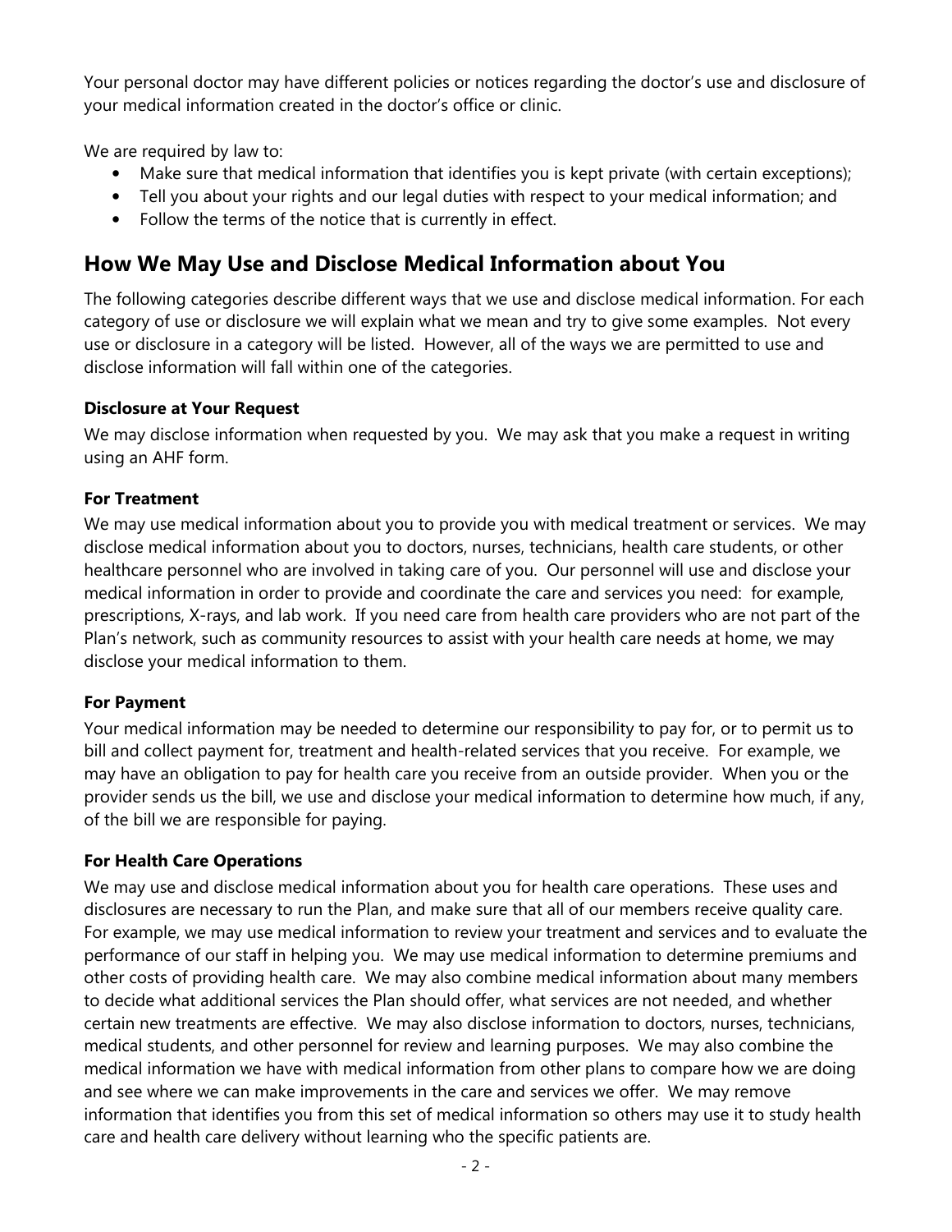Your personal doctor may have different policies or notices regarding the doctor's use and disclosure of your medical information created in the doctor's office or clinic.

We are required by law to:

- Make sure that medical information that identifies you is kept private (with certain exceptions);
- Tell you about your rights and our legal duties with respect to your medical information; and
- Follow the terms of the notice that is currently in effect.

## How We May Use and Disclose Medical Information about You

The following categories describe different ways that we use and disclose medical information. For each category of use or disclosure we will explain what we mean and try to give some examples. Not every use or disclosure in a category will be listed. However, all of the ways we are permitted to use and disclose information will fall within one of the categories.

### Disclosure at Your Request

We may disclose information when requested by you. We may ask that you make a request in writing using an AHF form.

### For Treatment

We may use medical information about you to provide you with medical treatment or services. We may disclose medical information about you to doctors, nurses, technicians, health care students, or other healthcare personnel who are involved in taking care of you. Our personnel will use and disclose your medical information in order to provide and coordinate the care and services you need: for example, prescriptions, X-rays, and lab work. If you need care from health care providers who are not part of the Plan's network, such as community resources to assist with your health care needs at home, we may disclose your medical information to them.

### For Payment

Your medical information may be needed to determine our responsibility to pay for, or to permit us to bill and collect payment for, treatment and health-related services that you receive. For example, we may have an obligation to pay for health care you receive from an outside provider. When you or the provider sends us the bill, we use and disclose your medical information to determine how much, if any, of the bill we are responsible for paying.

### For Health Care Operations

We may use and disclose medical information about you for health care operations. These uses and disclosures are necessary to run the Plan, and make sure that all of our members receive quality care. For example, we may use medical information to review your treatment and services and to evaluate the performance of our staff in helping you. We may use medical information to determine premiums and other costs of providing health care. We may also combine medical information about many members to decide what additional services the Plan should offer, what services are not needed, and whether certain new treatments are effective. We may also disclose information to doctors, nurses, technicians, medical students, and other personnel for review and learning purposes. We may also combine the medical information we have with medical information from other plans to compare how we are doing and see where we can make improvements in the care and services we offer. We may remove information that identifies you from this set of medical information so others may use it to study health care and health care delivery without learning who the specific patients are.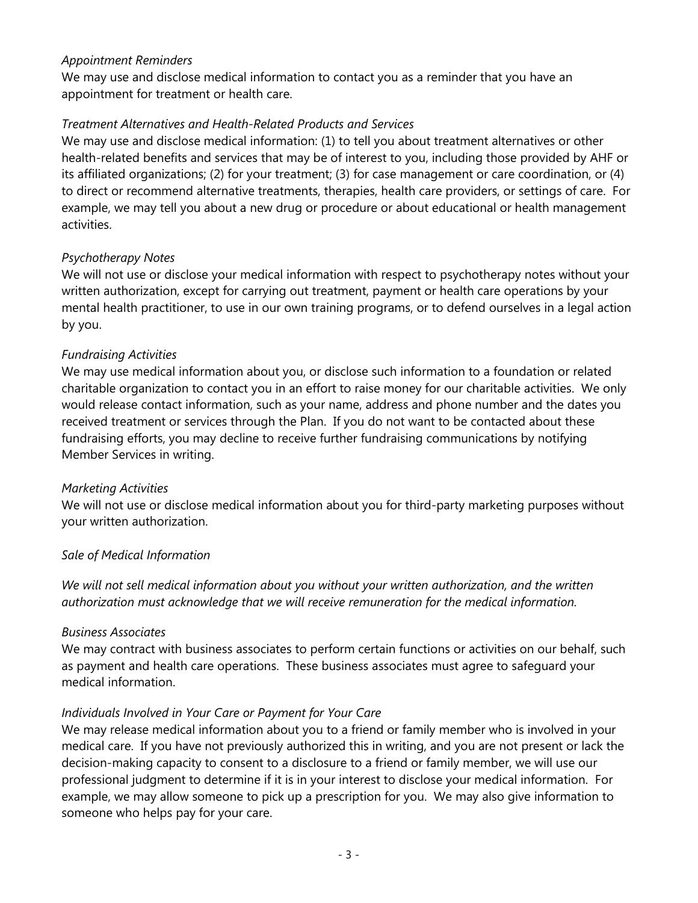*Appointment Reminders*

We may use and disclose medical information to contact you as a reminder that you have an appointment for treatment or health care.

*Treatment Alternatives and Health-Related Products and Services*

We may use and disclose medical information: (1) to tell you about treatment alternatives or other health-related benefits and services that may be of interest to you, including those provided by AHF or its affiliated organizations; (2) for your treatment; (3) for case management or care coordination, or (4) to direct or recommend alternative treatments, therapies, health care providers, or settings of care. For example, we may tell you about a new drug or procedure or about educational or health management activities.

*Psychotherapy Notes*

We will not use or disclose your medical information with respect to psychotherapy notes without your written authorization, except for carrying out treatment, payment or health care operations by your mental health practitioner, to use in our own training programs, or to defend ourselves in a legal action by you.

*Fundraising Activities*

We may use medical information about you, or disclose such information to a foundation or related charitable organization to contact you in an effort to raise money for our charitable activities. We only would release contact information, such as your name, address and phone number and the dates you received treatment or services through the Plan. If you do not want to be contacted about these fundraising efforts, you may decline to receive further fundraising communications by notifying Member Services in writing.

*Marketing Activities*

We will not use or disclose medical information about you for third-party marketing purposes without your written authorization.

*Sale of Medical Information*

*We will not sell medical information about you without your written authorization, and the written authorization must acknowledge that we will receive remuneration for the medical information.*

*Business Associates*

We may contract with business associates to perform certain functions or activities on our behalf, such as payment and health care operations. These business associates must agree to safeguard your medical information.

*Individuals Involved in Your Care or Payment for Your Care*

We may release medical information about you to a friend or family member who is involved in your medical care. If you have not previously authorized this in writing, and you are not present or lack the decision-making capacity to consent to a disclosure to a friend or family member, we will use our professional judgment to determine if it is in your interest to disclose your medical information. For example, we may allow someone to pick up a prescription for you. We may also give information to someone who helps pay for your care.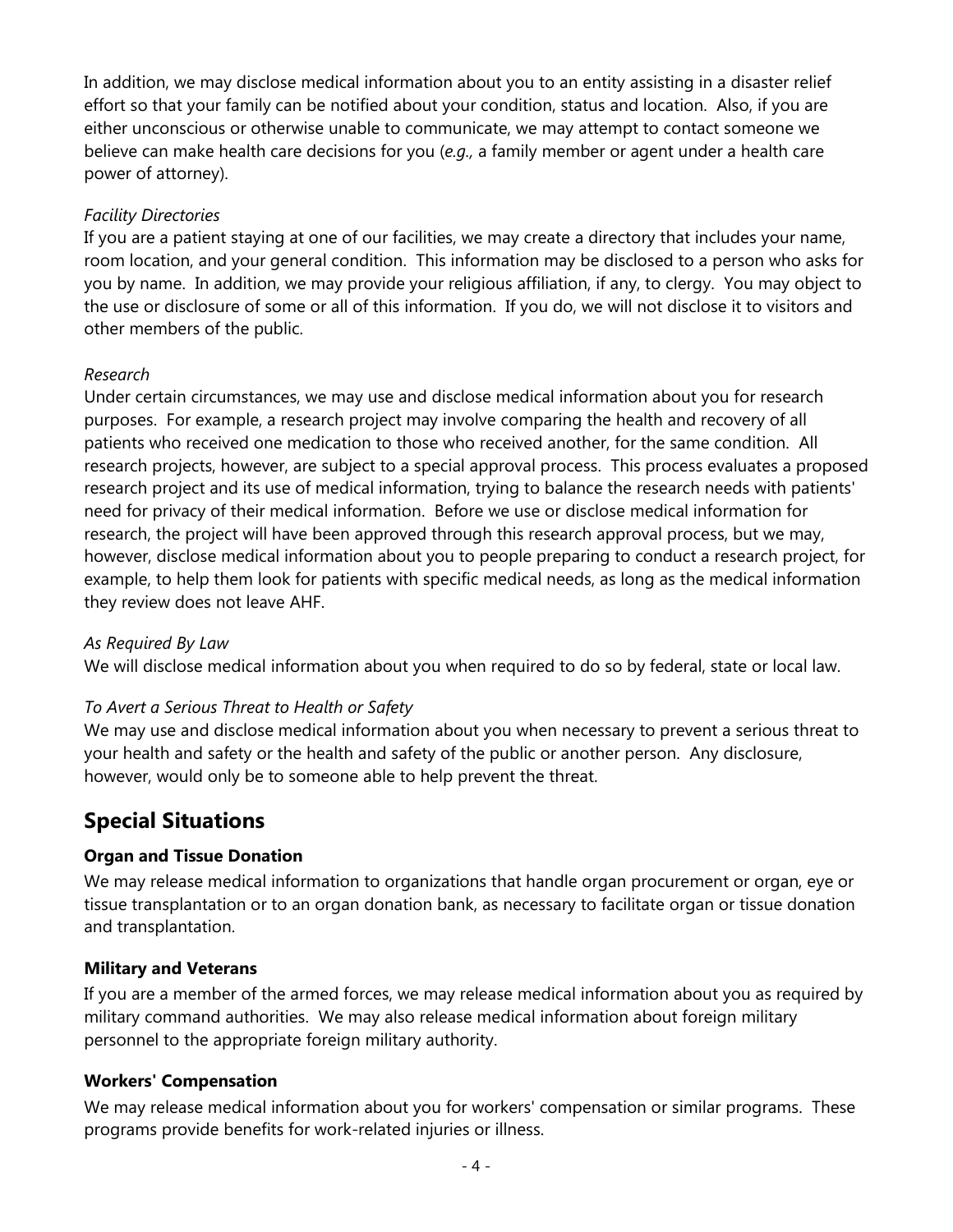In addition, we may disclose medical information about you to an entity assisting in a disaster relief effort so that your family can be notified about your condition, status and location. Also, if you are either unconscious or otherwise unable to communicate, we may attempt to contact someone we believe can make health care decisions for you (*e.g.,* a family member or agent under a health care power of attorney).

*Facility Directories*

If you are a patient staying at one of our facilities, we may create a directory that includes your name, room location, and your general condition. This information may be disclosed to a person who asks for you by name. In addition, we may provide your religious affiliation, if any, to clergy. You may object to the use or disclosure of some or all of this information. If you do, we will not disclose it to visitors and other members of the public.

*Research*

Under certain circumstances, we may use and disclose medical information about you for research purposes. For example, a research project may involve comparing the health and recovery of all patients who received one medication to those who received another, for the same condition. All research projects, however, are subject to a special approval process. This process evaluates a proposed research project and its use of medical information, trying to balance the research needs with patients' need for privacy of their medical information. Before we use or disclose medical information for research, the project will have been approved through this research approval process, but we may, however, disclose medical information about you to people preparing to conduct a research project, for example, to help them look for patients with specific medical needs, as long as the medical information they review does not leave AHF.

*As Required By Law*

We will disclose medical information about you when required to do so by federal, state or local law.

*To Avert a Serious Threat to Health or Safety*

We may use and disclose medical information about you when necessary to prevent a serious threat to your health and safety or the health and safety of the public or another person. Any disclosure, however, would only be to someone able to help prevent the threat.

## Special Situations

**Organ and Tissue Donation**

We may release medical information to organizations that handle organ procurement or organ, eye or tissue transplantation or to an organ donation bank, as necessary to facilitate organ or tissue donation and transplantation.

**Military and Veterans**

If you are a member of the armed forces, we may release medical information about you as required by military command authorities. We may also release medical information about foreign military personnel to the appropriate foreign military authority.

**Workers' Compensation**

We may release medical information about you for workers' compensation or similar programs. These programs provide benefits for work-related injuries or illness.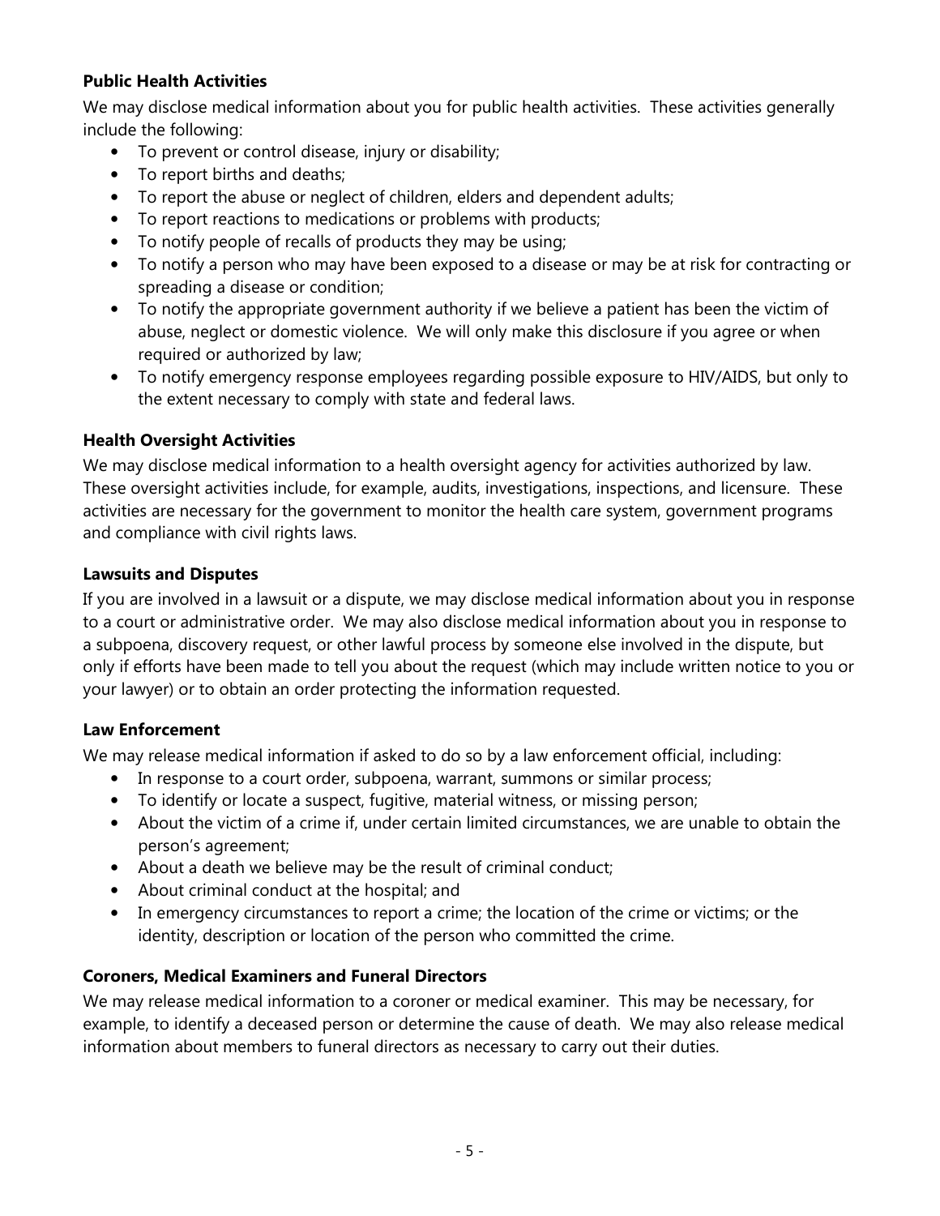**Public Health Activities**

We may disclose medical information about you for public health activities. These activities generally include the following:

- To prevent or control disease, injury or disability;
- To report births and deaths;
- To report the abuse or neglect of children, elders and dependent adults;
- To report reactions to medications or problems with products;
- To notify people of recalls of products they may be using;
- To notify a person who may have been exposed to a disease or may be at risk for contracting or spreading a disease or condition;
- To notify the appropriate government authority if we believe a patient has been the victim of abuse, neglect or domestic violence. We will only make this disclosure if you agree or when required or authorized by law;
- To notify emergency response employees regarding possible exposure to HIV/AIDS, but only to the extent necessary to comply with state and federal laws.

**Health Oversight Activities**

We may disclose medical information to a health oversight agency for activities authorized by law. These oversight activities include, for example, audits, investigations, inspections, and licensure. These activities are necessary for the government to monitor the health care system, government programs and compliance with civil rights laws.

**Lawsuits and Disputes**

If you are involved in a lawsuit or a dispute, we may disclose medical information about you in response to a court or administrative order. We may also disclose medical information about you in response to a subpoena, discovery request, or other lawful process by someone else involved in the dispute, but only if efforts have been made to tell you about the request (which may include written notice to you or your lawyer) or to obtain an order protecting the information requested.

**Law Enforcement**

We may release medical information if asked to do so by a law enforcement official, including:

- In response to a court order, subpoena, warrant, summons or similar process;
- To identify or locate a suspect, fugitive, material witness, or missing person;
- About the victim of a crime if, under certain limited circumstances, we are unable to obtain the person's agreement;
- About a death we believe may be the result of criminal conduct;
- About criminal conduct at the hospital; and
- In emergency circumstances to report a crime; the location of the crime or victims; or the identity, description or location of the person who committed the crime.

**Coroners, Medical Examiners and Funeral Directors**

We may release medical information to a coroner or medical examiner. This may be necessary, for example, to identify a deceased person or determine the cause of death. We may also release medical information about members to funeral directors as necessary to carry out their duties.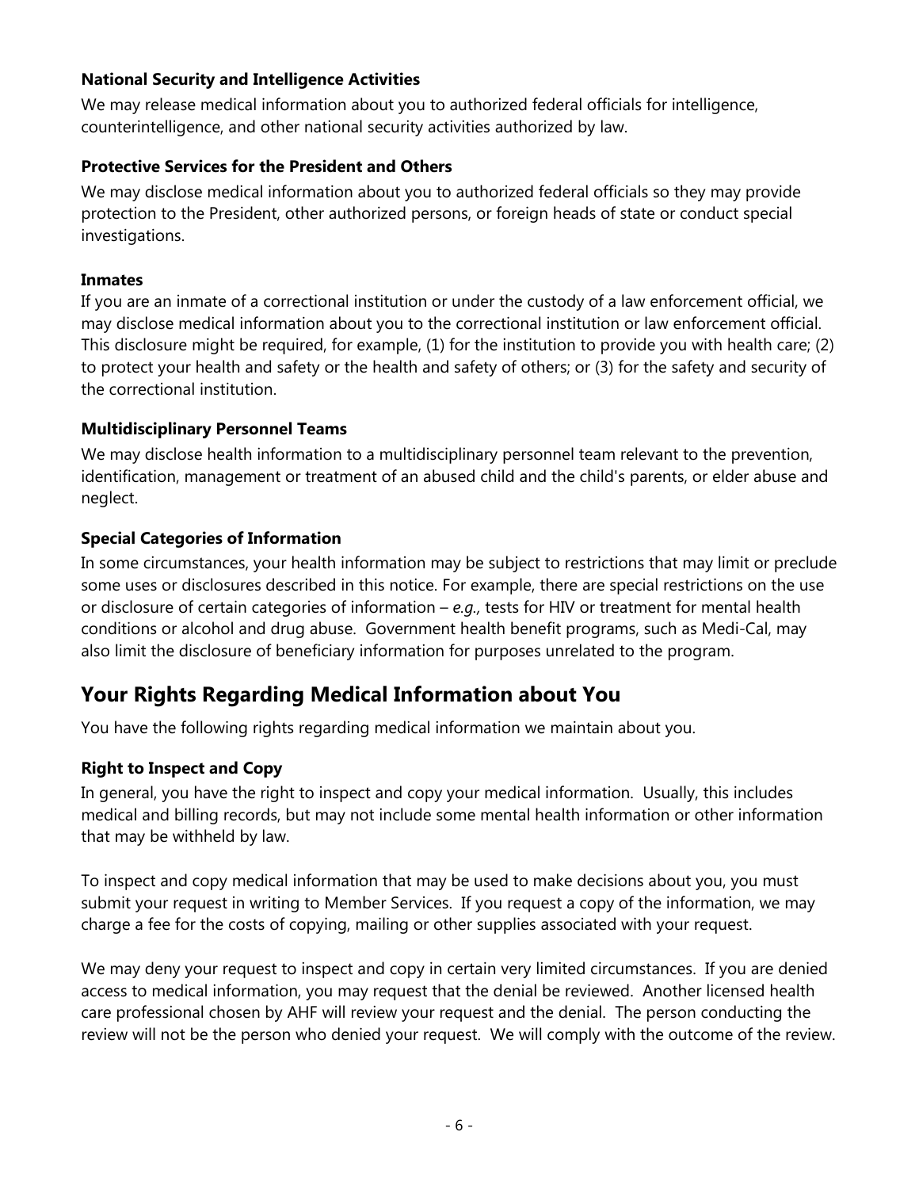### National Security and Intelligence Activities

We may release medical information about you to authorized federal officials for intelligence, counterintelligence, and other national security activities authorized by law.

### Protective Services for the President and Others

We may disclose medical information about you to authorized federal officials so they may provide protection to the President, other authorized persons, or foreign heads of state or conduct special investigations.

### Inmates

If you are an inmate of a correctional institution or under the custody of a law enforcement official, we may disclose medical information about you to the correctional institution or law enforcement official. This disclosure might be required, for example, (1) for the institution to provide you with health care; (2) to protect your health and safety or the health and safety of others; or (3) for the safety and security of the correctional institution.

### Multidisciplinary Personnel Teams

We may disclose health information to a multidisciplinary personnel team relevant to the prevention, identification, management or treatment of an abused child and the child's parents, or elder abuse and neglect.

### Special Categories of Information

In some circumstances, your health information may be subject to restrictions that may limit or preclude some uses or disclosures described in this notice. For example, there are special restrictions on the use or disclosure of certain categories of information – *e.g.,* tests for HIV or treatment for mental health conditions or alcohol and drug abuse. Government health benefit programs, such as Medi-Cal, may also limit the disclosure of beneficiary information for purposes unrelated to the program.

## Your Rights Regarding Medical Information about You

You have the following rights regarding medical information we maintain about you.

### Right to Inspect and Copy

In general, you have the right to inspect and copy your medical information. Usually, this includes medical and billing records, but may not include some mental health information or other information that may be withheld by law.

To inspect and copy medical information that may be used to make decisions about you, you must submit your request in writing to Member Services. If you request a copy of the information, we may charge a fee for the costs of copying, mailing or other supplies associated with your request.

We may deny your request to inspect and copy in certain very limited circumstances. If you are denied access to medical information, you may request that the denial be reviewed. Another licensed health care professional chosen by AHF will review your request and the denial. The person conducting the review will not be the person who denied your request. We will comply with the outcome of the review.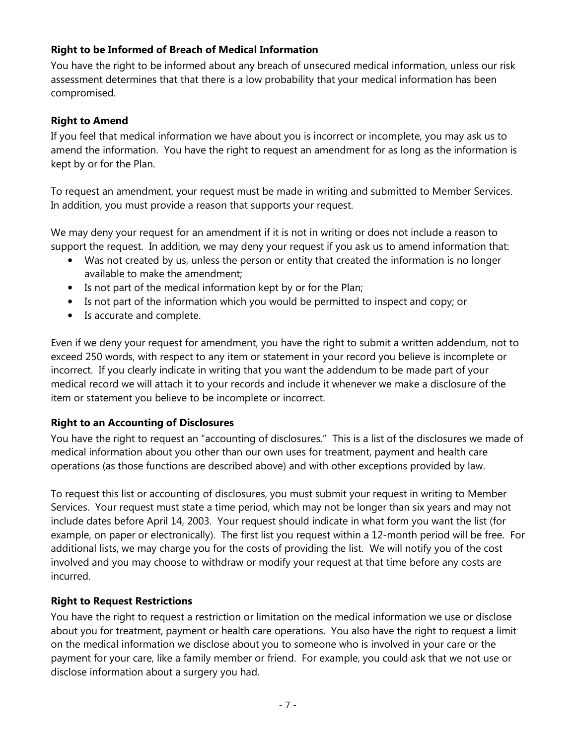**Right to be Informed of Breach of Medical Information**

You have the right to be informed about any breach of unsecured medical information, unless our risk assessment determines that that there is a low probability that your medical information has been compromised.

**Right to Amend**

If you feel that medical information we have about you is incorrect or incomplete, you may ask us to amend the information. You have the right to request an amendment for as long as the information is kept by or for the Plan.

To request an amendment, your request must be made in writing and submitted to Member Services. In addition, you must provide a reason that supports your request.

We may deny your request for an amendment if it is not in writing or does not include a reason to support the request. In addition, we may deny your request if you ask us to amend information that:

- Was not created by us, unless the person or entity that created the information is no longer available to make the amendment;
- Is not part of the medical information kept by or for the Plan;
- Is not part of the information which you would be permitted to inspect and copy; or
- Is accurate and complete.

Even if we deny your request for amendment, you have the right to submit a written addendum, not to exceed 250 words, with respect to any item or statement in your record you believe is incomplete or incorrect. If you clearly indicate in writing that you want the addendum to be made part of your medical record we will attach it to your records and include it whenever we make a disclosure of the item or statement you believe to be incomplete or incorrect.

**Right to an Accounting of Disclosures**

You have the right to request an "accounting of disclosures." This is a list of the disclosures we made of medical information about you other than our own uses for treatment, payment and health care operations (as those functions are described above) and with other exceptions provided by law.

To request this list or accounting of disclosures, you must submit your request in writing to Member Services. Your request must state a time period, which may not be longer than six years and may not include dates before April 14, 2003. Your request should indicate in what form you want the list (for example, on paper or electronically). The first list you request within a 12-month period will be free. For additional lists, we may charge you for the costs of providing the list. We will notify you of the cost involved and you may choose to withdraw or modify your request at that time before any costs are incurred.

**Right to Request Restrictions**

You have the right to request a restriction or limitation on the medical information we use or disclose about you for treatment, payment or health care operations. You also have the right to request a limit on the medical information we disclose about you to someone who is involved in your care or the payment for your care, like a family member or friend. For example, you could ask that we not use or disclose information about a surgery you had.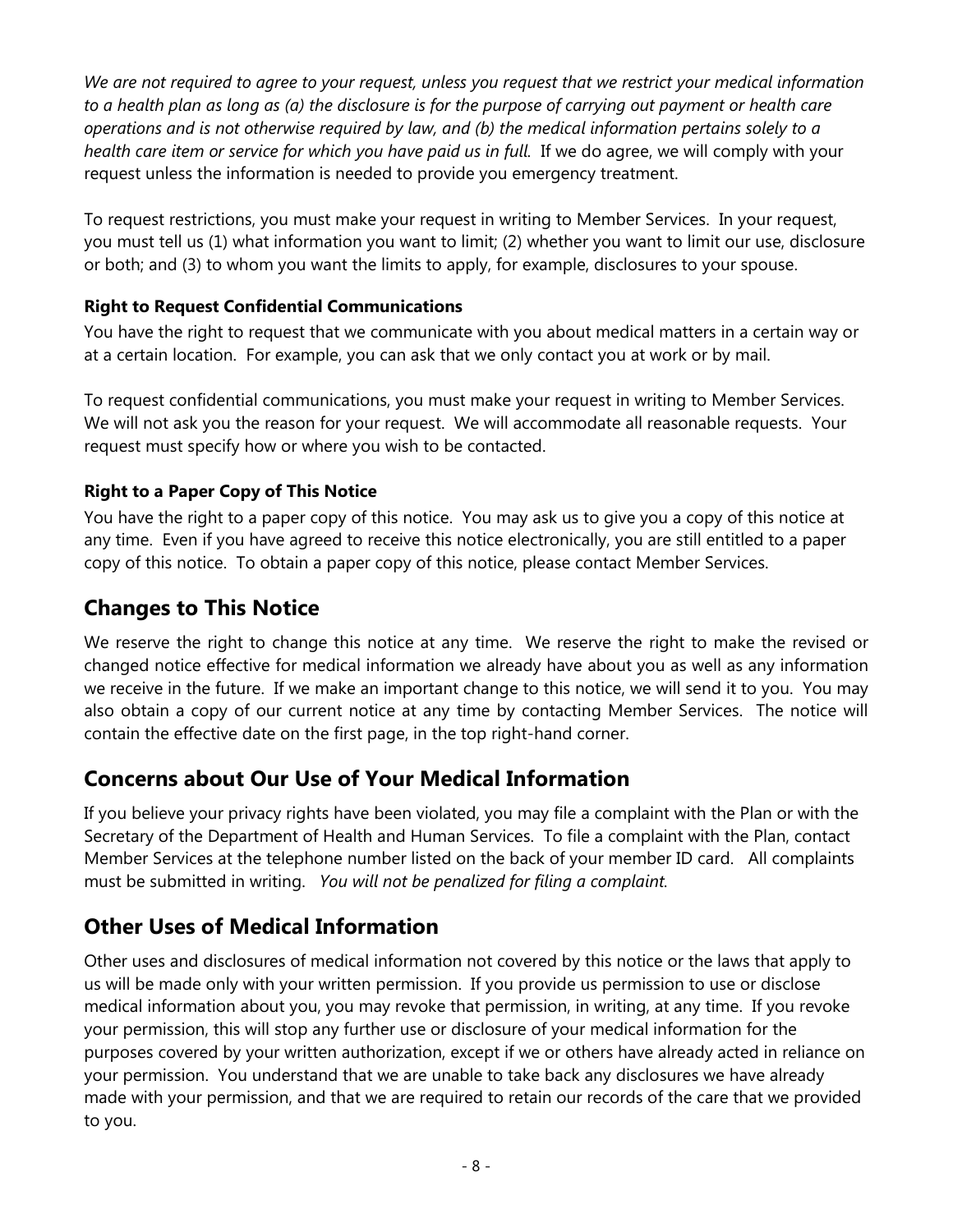*We are not required to agree to your request, unless you request that we restrict your medical information to a health plan as long as (a) the disclosure is for the purpose of carrying out payment or health care operations and is not otherwise required by law, and (b) the medical information pertains solely to a health care item or service for which you have paid us in full.* If we do agree, we will comply with your request unless the information is needed to provide you emergency treatment.

To request restrictions, you must make your request in writing to Member Services. In your request, you must tell us (1) what information you want to limit; (2) whether you want to limit our use, disclosure or both; and (3) to whom you want the limits to apply, for example, disclosures to your spouse.

**Right to Request Confidential Communications**

You have the right to request that we communicate with you about medical matters in a certain way or at a certain location. For example, you can ask that we only contact you at work or by mail.

To request confidential communications, you must make your request in writing to Member Services. We will not ask you the reason for your request. We will accommodate all reasonable requests. Your request must specify how or where you wish to be contacted.

**Right to a Paper Copy of This Notice**

You have the right to a paper copy of this notice. You may ask us to give you a copy of this notice at any time. Even if you have agreed to receive this notice electronically, you are still entitled to a paper copy of this notice. To obtain a paper copy of this notice, please contact Member Services.

## Changes to This Notice

We reserve the right to change this notice at any time. We reserve the right to make the revised or changed notice effective for medical information we already have about you as well as any information we receive in the future. If we make an important change to this notice, we will send it to you. You may also obtain a copy of our current notice at any time by contacting Member Services. The notice will contain the effective date on the first page, in the top right-hand corner.

## Concerns about Our Use of Your Medical Information

If you believe your privacy rights have been violated, you may file a complaint with the Plan or with the Secretary of the Department of Health and Human Services. To file a complaint with the Plan, contact Member Services at the telephone number listed on the back of your member ID card. All complaints must be submitted in writing. *You will not be penalized for filing a complaint.*

## Other Uses of Medical Information

Other uses and disclosures of medical information not covered by this notice or the laws that apply to us will be made only with your written permission. If you provide us permission to use or disclose medical information about you, you may revoke that permission, in writing, at any time. If you revoke your permission, this will stop any further use or disclosure of your medical information for the purposes covered by your written authorization, except if we or others have already acted in reliance on your permission. You understand that we are unable to take back any disclosures we have already made with your permission, and that we are required to retain our records of the care that we provided to you.